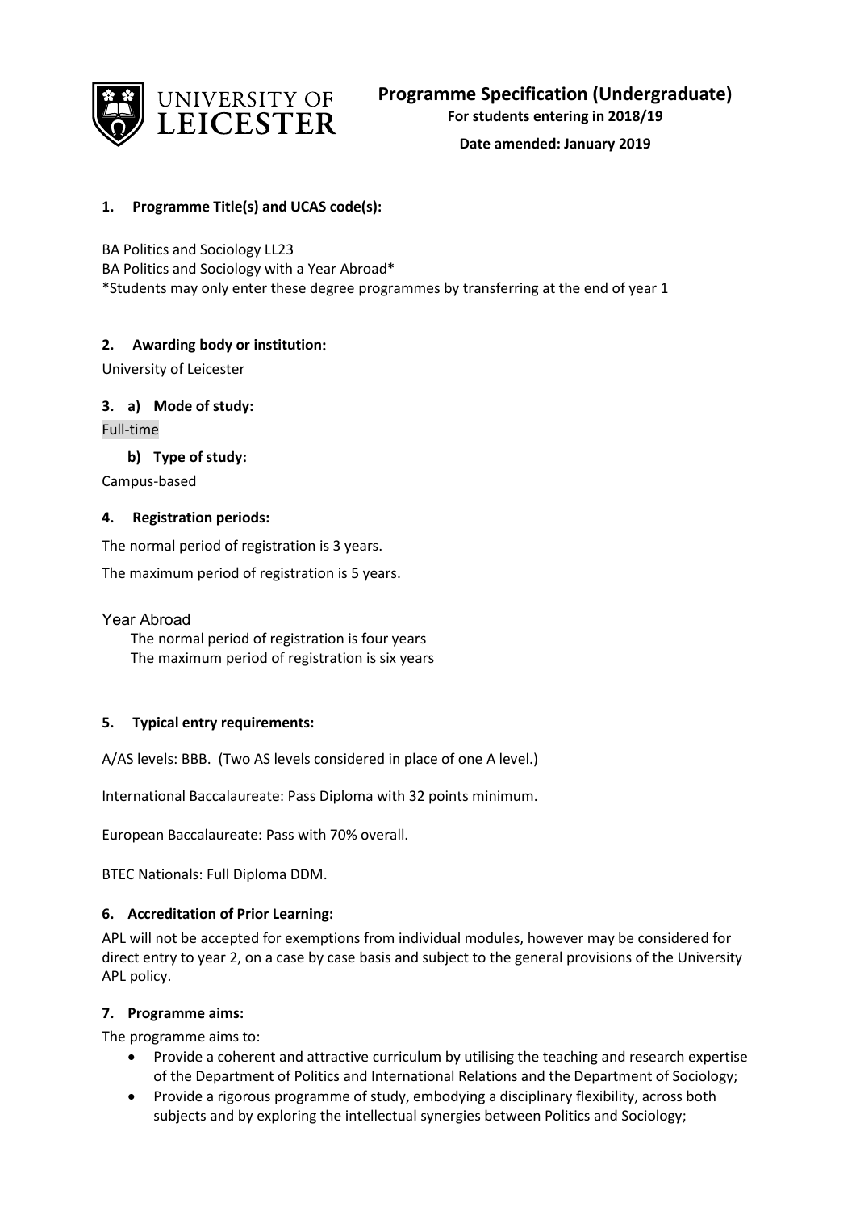# Programme Specification (Undergraduate)

**For students entering in 2018/19**

**Date amended: January 2019**

## 1. Programme Title(s) and UCAS code(s):

BA Politics and Sociology LL23
BA Politics and Sociology with a Year Abroad*
*Students may only enter these degree programmes by transferring at the end of year 1

## 2. Awarding body or institution:

University of Leicester

## 3. a) Mode of study:

Full-time

### b) Type of study:

Campus-based

## 4. Registration periods:

The normal period of registration is 3 years.

The maximum period of registration is 5 years.

Year Abroad

The normal period of registration is four years
The maximum period of registration is six years

## 5. Typical entry requirements:

A/AS levels: BBB. (Two AS levels considered in place of one A level.)

International Baccalaureate: Pass Diploma with 32 points minimum.

European Baccalaureate: Pass with 70% overall.

BTEC Nationals: Full Diploma DDM.

## 6. Accreditation of Prior Learning:

APL will not be accepted for exemptions from individual modules, however may be considered for direct entry to year 2, on a case by case basis and subject to the general provisions of the University APL policy.

## 7. Programme aims:

The programme aims to:

- Provide a coherent and attractive curriculum by utilising the teaching and research expertise of the Department of Politics and International Relations and the Department of Sociology;
- Provide a rigorous programme of study, embodying a disciplinary flexibility, across both subjects and by exploring the intellectual synergies between Politics and Sociology;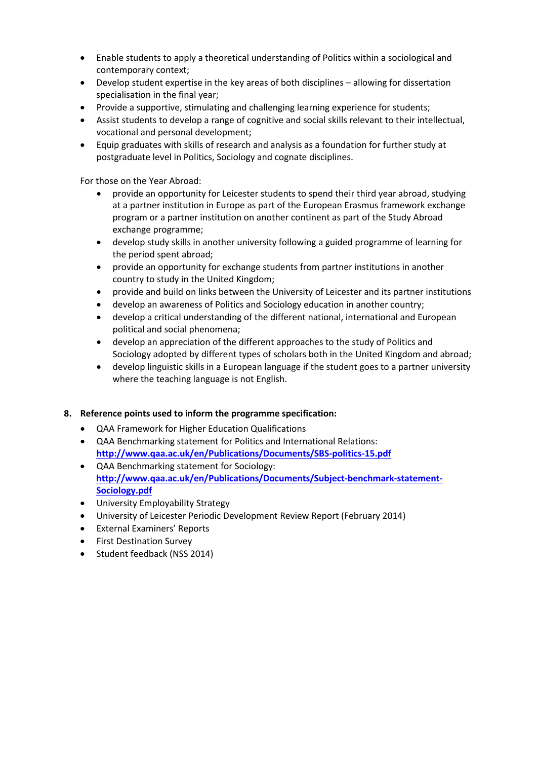- Enable students to apply a theoretical understanding of Politics within a sociological and contemporary context;
- Develop student expertise in the key areas of both disciplines – allowing for dissertation specialisation in the final year;
- Provide a supportive, stimulating and challenging learning experience for students;
- Assist students to develop a range of cognitive and social skills relevant to their intellectual, vocational and personal development;
- Equip graduates with skills of research and analysis as a foundation for further study at postgraduate level in Politics, Sociology and cognate disciplines.

For those on the Year Abroad:

- provide an opportunity for Leicester students to spend their third year abroad, studying at a partner institution in Europe as part of the European Erasmus framework exchange program or a partner institution on another continent as part of the Study Abroad exchange programme;
- develop study skills in another university following a guided programme of learning for the period spent abroad;
- provide an opportunity for exchange students from partner institutions in another country to study in the United Kingdom;
- provide and build on links between the University of Leicester and its partner institutions
- develop an awareness of Politics and Sociology education in another country;
- develop a critical understanding of the different national, international and European political and social phenomena;
- develop an appreciation of the different approaches to the study of Politics and Sociology adopted by different types of scholars both in the United Kingdom and abroad;
- develop linguistic skills in a European language if the student goes to a partner university where the teaching language is not English.

**8. Reference points used to inform the programme specification:**

- QAA Framework for Higher Education Qualifications
- QAA Benchmarking statement for Politics and International Relations: **http://www.qaa.ac.uk/en/Publications/Documents/SBS-politics-15.pdf**
- QAA Benchmarking statement for Sociology: **http://www.qaa.ac.uk/en/Publications/Documents/Subject-benchmark-statement-Sociology.pdf**
- University Employability Strategy
- University of Leicester Periodic Development Review Report (February 2014)
- External Examiners' Reports
- First Destination Survey
- Student feedback (NSS 2014)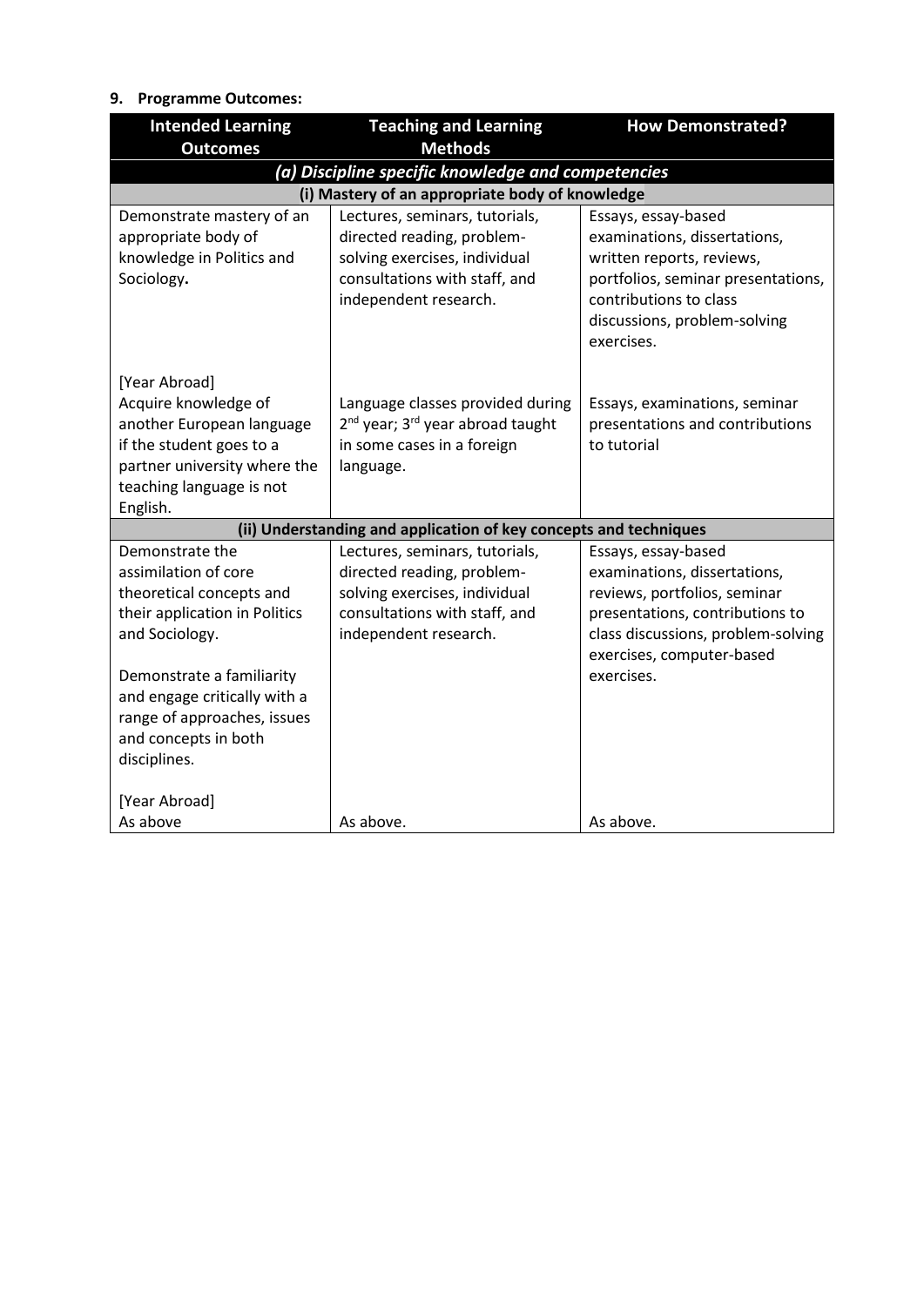## 9. Programme Outcomes:

| Intended Learning Outcomes | Teaching and Learning Methods | How Demonstrated? |
|---|---|---|
| ***(a) Discipline specific knowledge and competencies*** | | |
| **(i) Mastery of an appropriate body of knowledge** | | |
| Demonstrate mastery of an appropriate body of knowledge in Politics and Sociology**.** | Lectures, seminars, tutorials, directed reading, problem-solving exercises, individual consultations with staff, and independent research. | Essays, essay-based examinations, dissertations, written reports, reviews, portfolios, seminar presentations, contributions to class discussions, problem-solving exercises. |
| [Year Abroad]<br>Acquire knowledge of another European language if the student goes to a partner university where the teaching language is not English. | Language classes provided during 2nd year; 3rd year abroad taught in some cases in a foreign language. | Essays, examinations, seminar presentations and contributions to tutorial |
| **(ii) Understanding and application of key concepts and techniques** | | |
| Demonstrate the assimilation of core theoretical concepts and their application in Politics and Sociology.<br><br>Demonstrate a familiarity and engage critically with a range of approaches, issues and concepts in both disciplines. | Lectures, seminars, tutorials, directed reading, problem-solving exercises, individual consultations with staff, and independent research. | Essays, essay-based examinations, dissertations, reviews, portfolios, seminar presentations, contributions to class discussions, problem-solving exercises, computer-based exercises. |
| [Year Abroad]<br>As above | As above. | As above. |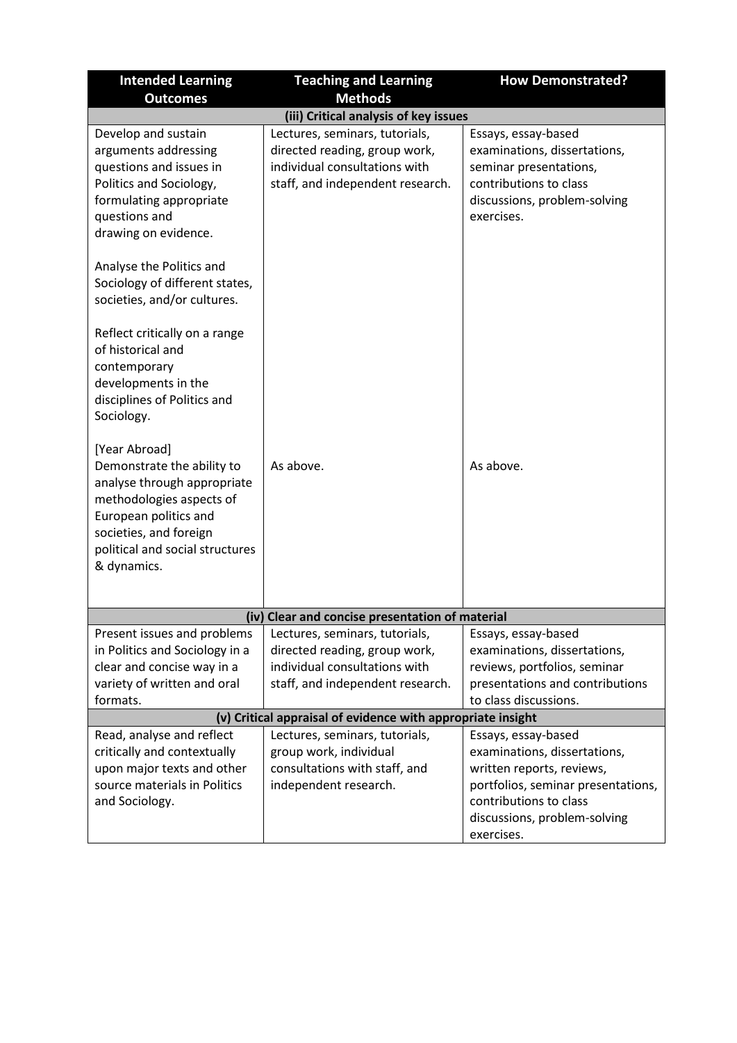| Intended Learning Outcomes | Teaching and Learning Methods | How Demonstrated? |
|---|---|---|
| **(iii) Critical analysis of key issues** | | |
| Develop and sustain arguments addressing questions and issues in Politics and Sociology, formulating appropriate questions and drawing on evidence.<br><br>Analyse the Politics and Sociology of different states, societies, and/or cultures.<br><br>Reflect critically on a range of historical and contemporary developments in the disciplines of Politics and Sociology. | Lectures, seminars, tutorials, directed reading, group work, individual consultations with staff, and independent research. | Essays, essay-based examinations, dissertations, seminar presentations, contributions to class discussions, problem-solving exercises. |
| [Year Abroad]<br>Demonstrate the ability to analyse through appropriate methodologies aspects of European politics and societies, and foreign political and social structures & dynamics. | As above. | As above. |
| **(iv) Clear and concise presentation of material** | | |
| Present issues and problems in Politics and Sociology in a clear and concise way in a variety of written and oral formats. | Lectures, seminars, tutorials, directed reading, group work, individual consultations with staff, and independent research. | Essays, essay-based examinations, dissertations, reviews, portfolios, seminar presentations and contributions to class discussions. |
| **(v) Critical appraisal of evidence with appropriate insight** | | |
| Read, analyse and reflect critically and contextually upon major texts and other source materials in Politics and Sociology. | Lectures, seminars, tutorials, group work, individual consultations with staff, and independent research. | Essays, essay-based examinations, dissertations, written reports, reviews, portfolios, seminar presentations, contributions to class discussions, problem-solving exercises. |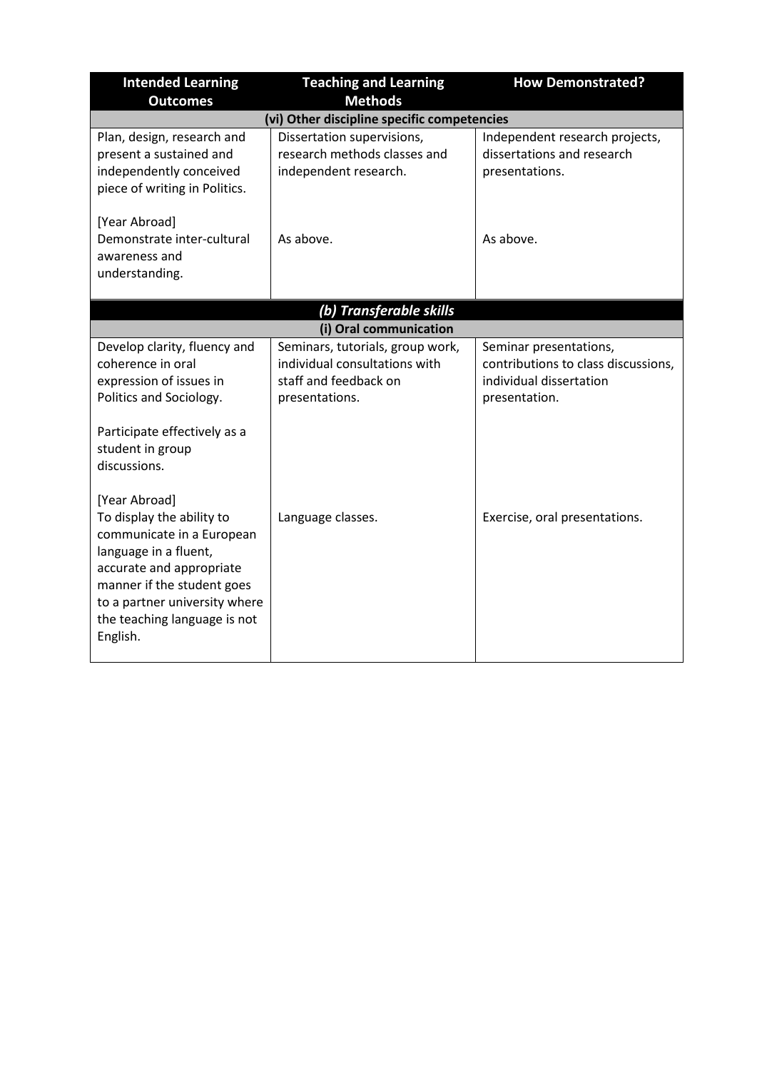| Intended Learning Outcomes | Teaching and Learning Methods | How Demonstrated? |
|---|---|---|
| **(vi) Other discipline specific competencies** | | |
| Plan, design, research and present a sustained and independently conceived piece of writing in Politics.<br><br>[Year Abroad]<br>Demonstrate inter-cultural awareness and understanding. | Dissertation supervisions, research methods classes and independent research.<br><br>As above. | Independent research projects, dissertations and research presentations.<br><br>As above. |
| ***(b) Transferable skills*** | | |
| **(i) Oral communication** | | |
| Develop clarity, fluency and coherence in oral expression of issues in Politics and Sociology.<br><br>Participate effectively as a student in group discussions.<br><br>[Year Abroad]<br>To display the ability to communicate in a European language in a fluent, accurate and appropriate manner if the student goes to a partner university where the teaching language is not English. | Seminars, tutorials, group work, individual consultations with staff and feedback on presentations.<br><br>Language classes. | Seminar presentations, contributions to class discussions, individual dissertation presentation.<br><br>Exercise, oral presentations. |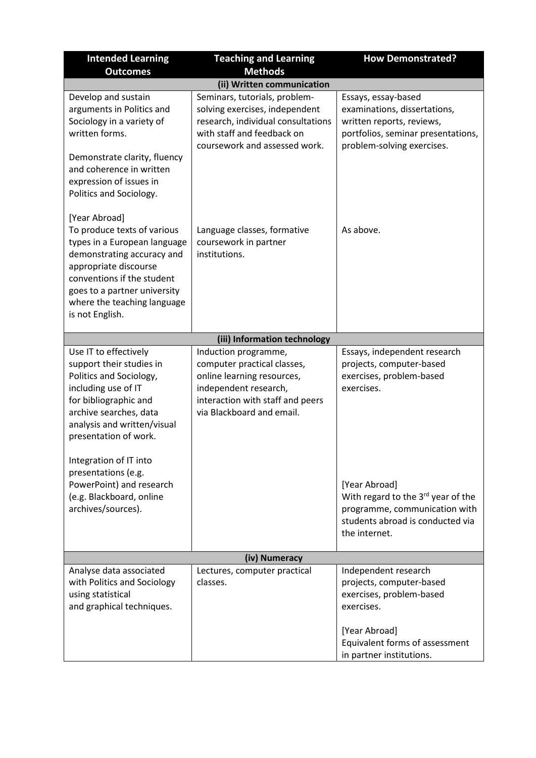| Intended Learning Outcomes | Teaching and Learning Methods | How Demonstrated? |
|---|---|---|
| **(ii) Written communication** | | |
| Develop and sustain arguments in Politics and Sociology in a variety of written forms.<br><br>Demonstrate clarity, fluency and coherence in written expression of issues in Politics and Sociology. | Seminars, tutorials, problem-solving exercises, independent research, individual consultations with staff and feedback on coursework and assessed work. | Essays, essay-based examinations, dissertations, written reports, reviews, portfolios, seminar presentations, problem-solving exercises. |
| [Year Abroad]<br>To produce texts of various types in a European language demonstrating accuracy and appropriate discourse conventions if the student goes to a partner university where the teaching language is not English. | Language classes, formative coursework in partner institutions. | As above. |
| **(iii) Information technology** | | |
| Use IT to effectively support their studies in Politics and Sociology, including use of IT for bibliographic and archive searches, data analysis and written/visual presentation of work.<br><br>Integration of IT into presentations (e.g. PowerPoint) and research (e.g. Blackboard, online archives/sources). | Induction programme, computer practical classes, online learning resources, independent research, interaction with staff and peers via Blackboard and email. | Essays, independent research projects, computer-based exercises, problem-based exercises.<br><br>[Year Abroad]<br>With regard to the 3rd year of the programme, communication with students abroad is conducted via the internet. |
| **(iv) Numeracy** | | |
| Analyse data associated with Politics and Sociology using statistical and graphical techniques. | Lectures, computer practical classes. | Independent research projects, computer-based exercises, problem-based exercises.<br><br>[Year Abroad]<br>Equivalent forms of assessment in partner institutions. |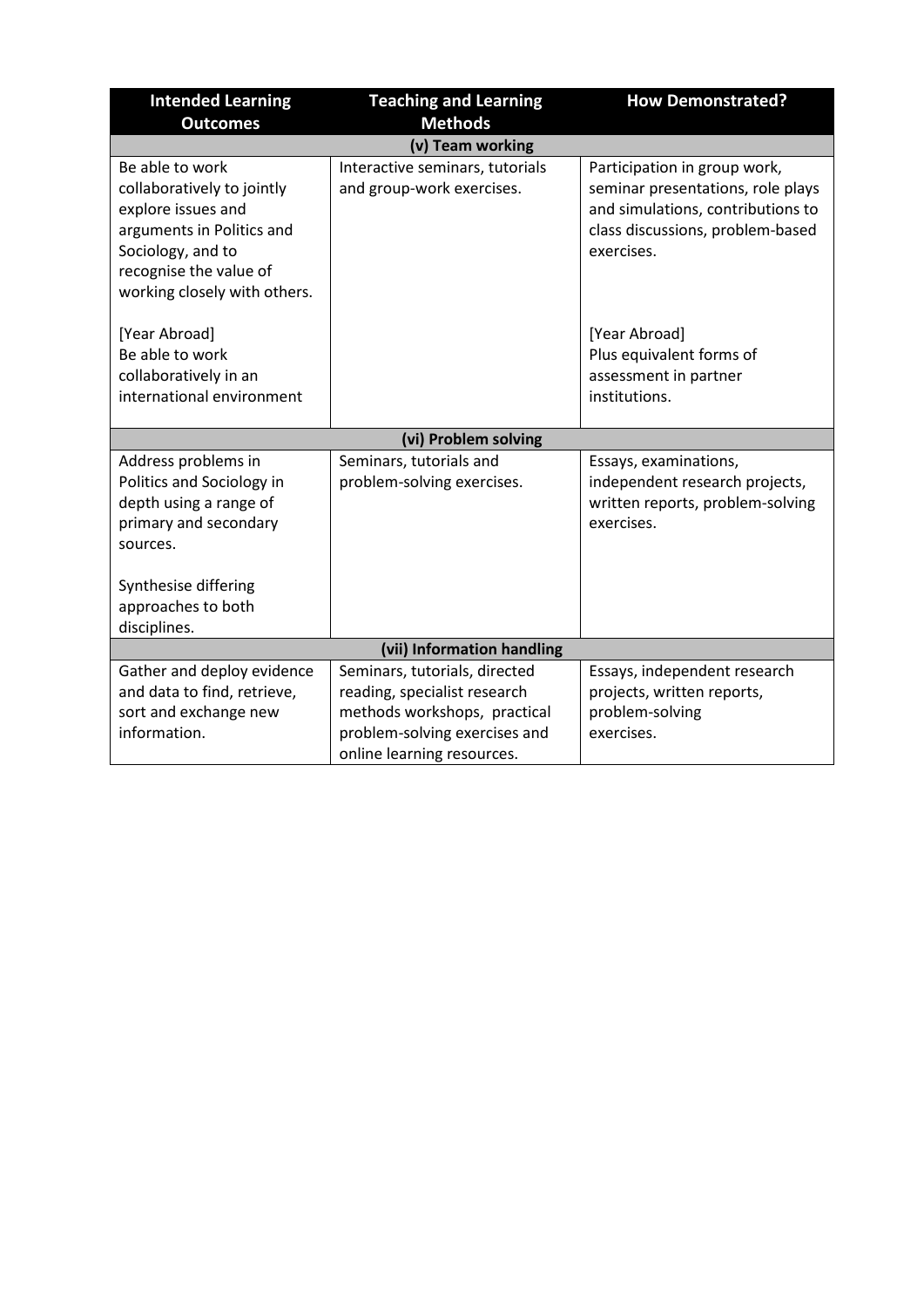| Intended Learning Outcomes | Teaching and Learning Methods | How Demonstrated? |
|---|---|---|
| **(v) Team working** | | |
| Be able to work collaboratively to jointly explore issues and arguments in Politics and Sociology, and to recognise the value of working closely with others.<br><br>[Year Abroad]<br>Be able to work collaboratively in an international environment | Interactive seminars, tutorials and group-work exercises. | Participation in group work, seminar presentations, role plays and simulations, contributions to class discussions, problem-based exercises.<br><br>[Year Abroad]<br>Plus equivalent forms of assessment in partner institutions. |
| **(vi) Problem solving** | | |
| Address problems in Politics and Sociology in depth using a range of primary and secondary sources.<br><br>Synthesise differing approaches to both disciplines. | Seminars, tutorials and problem-solving exercises. | Essays, examinations, independent research projects, written reports, problem-solving exercises. |
| **(vii) Information handling** | | |
| Gather and deploy evidence and data to find, retrieve, sort and exchange new information. | Seminars, tutorials, directed reading, specialist research methods workshops, practical problem-solving exercises and online learning resources. | Essays, independent research projects, written reports, problem-solving exercises. |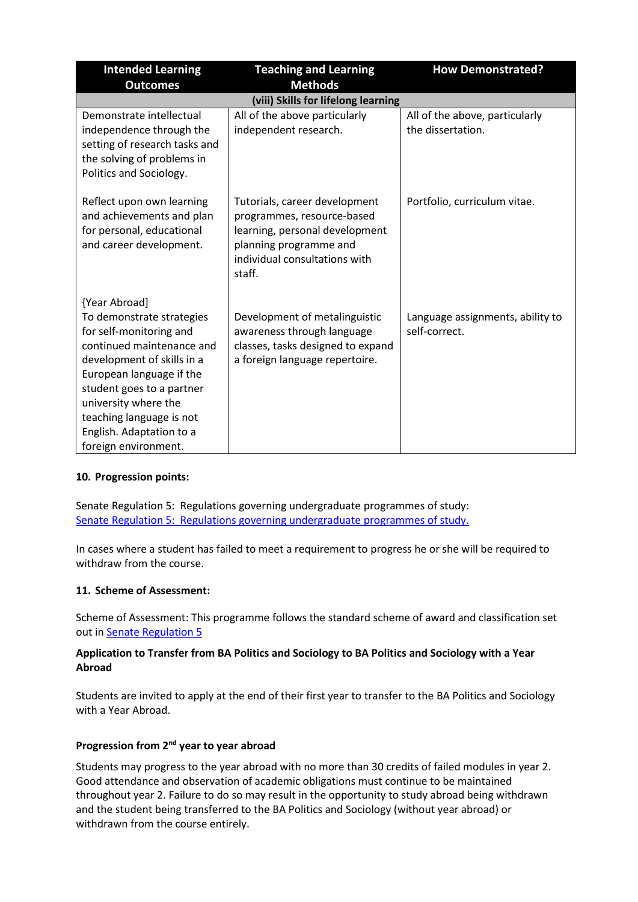| Intended Learning Outcomes | Teaching and Learning Methods | How Demonstrated? |
|---|---|---|
| **(viii) Skills for lifelong learning** | | |
| Demonstrate intellectual independence through the setting of research tasks and the solving of problems in Politics and Sociology. | All of the above particularly independent research. | All of the above, particularly the dissertation. |
| Reflect upon own learning and achievements and plan for personal, educational and career development. | Tutorials, career development programmes, resource-based learning, personal development planning programme and individual consultations with staff. | Portfolio, curriculum vitae. |
| {Year Abroad} To demonstrate strategies for self-monitoring and continued maintenance and development of skills in a European language if the student goes to a partner university where the teaching language is not English. Adaptation to a foreign environment. | Development of metalinguistic awareness through language classes, tasks designed to expand a foreign language repertoire. | Language assignments, ability to self-correct. |

### 10. Progression points:

Senate Regulation 5: Regulations governing undergraduate programmes of study:
[Senate Regulation 5: Regulations governing undergraduate programmes of study.]()

In cases where a student has failed to meet a requirement to progress he or she will be required to withdraw from the course.

### 11. Scheme of Assessment:

Scheme of Assessment: This programme follows the standard scheme of award and classification set out in [Senate Regulation 5]()

**Application to Transfer from BA Politics and Sociology to BA Politics and Sociology with a Year Abroad**

Students are invited to apply at the end of their first year to transfer to the BA Politics and Sociology with a Year Abroad.

**Progression from 2nd year to year abroad**

Students may progress to the year abroad with no more than 30 credits of failed modules in year 2. Good attendance and observation of academic obligations must continue to be maintained throughout year 2. Failure to do so may result in the opportunity to study abroad being withdrawn and the student being transferred to the BA Politics and Sociology (without year abroad) or withdrawn from the course entirely.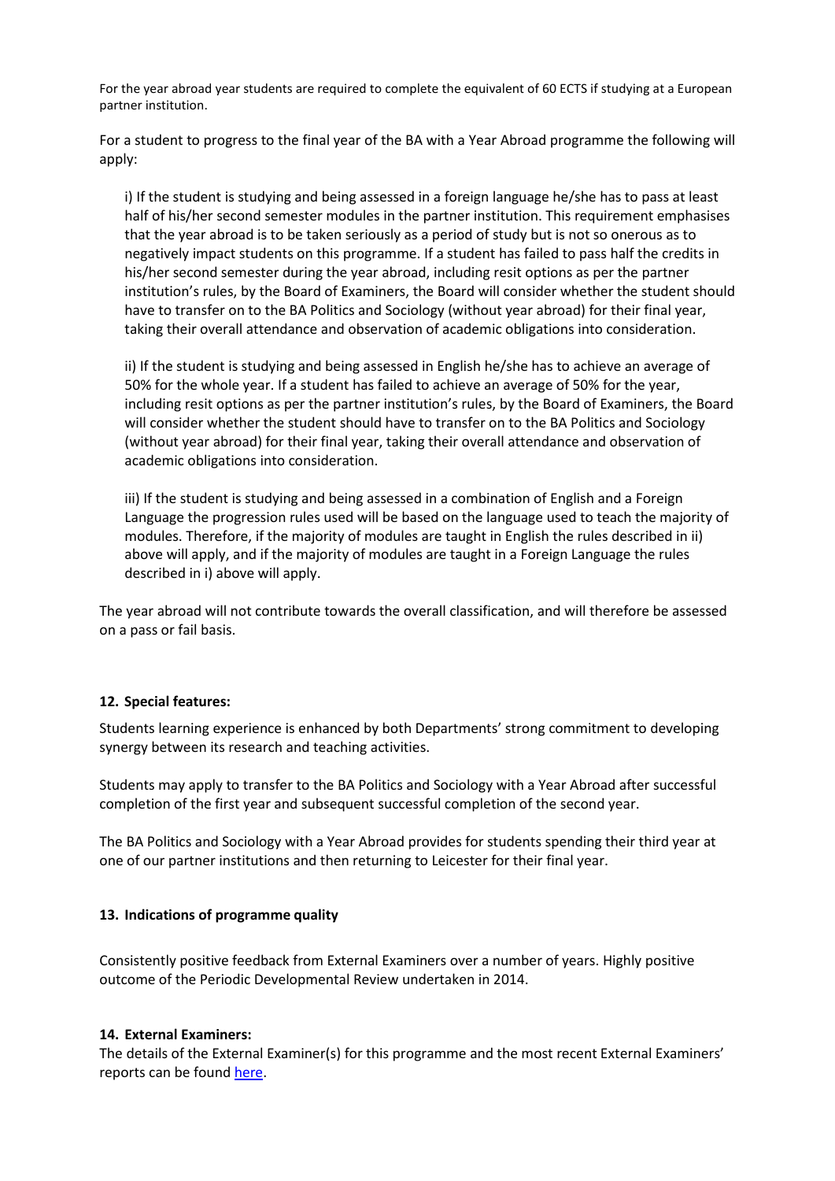For the year abroad year students are required to complete the equivalent of 60 ECTS if studying at a European partner institution.

For a student to progress to the final year of the BA with a Year Abroad programme the following will apply:

i) If the student is studying and being assessed in a foreign language he/she has to pass at least half of his/her second semester modules in the partner institution. This requirement emphasises that the year abroad is to be taken seriously as a period of study but is not so onerous as to negatively impact students on this programme. If a student has failed to pass half the credits in his/her second semester during the year abroad, including resit options as per the partner institution's rules, by the Board of Examiners, the Board will consider whether the student should have to transfer on to the BA Politics and Sociology (without year abroad) for their final year, taking their overall attendance and observation of academic obligations into consideration.

ii) If the student is studying and being assessed in English he/she has to achieve an average of 50% for the whole year. If a student has failed to achieve an average of 50% for the year, including resit options as per the partner institution's rules, by the Board of Examiners, the Board will consider whether the student should have to transfer on to the BA Politics and Sociology (without year abroad) for their final year, taking their overall attendance and observation of academic obligations into consideration.

iii) If the student is studying and being assessed in a combination of English and a Foreign Language the progression rules used will be based on the language used to teach the majority of modules. Therefore, if the majority of modules are taught in English the rules described in ii) above will apply, and if the majority of modules are taught in a Foreign Language the rules described in i) above will apply.

The year abroad will not contribute towards the overall classification, and will therefore be assessed on a pass or fail basis.

## 12. Special features:

Students learning experience is enhanced by both Departments' strong commitment to developing synergy between its research and teaching activities.

Students may apply to transfer to the BA Politics and Sociology with a Year Abroad after successful completion of the first year and subsequent successful completion of the second year.

The BA Politics and Sociology with a Year Abroad provides for students spending their third year at one of our partner institutions and then returning to Leicester for their final year.

## 13. Indications of programme quality

Consistently positive feedback from External Examiners over a number of years. Highly positive outcome of the Periodic Developmental Review undertaken in 2014.

## 14. External Examiners:

The details of the External Examiner(s) for this programme and the most recent External Examiners' reports can be found here.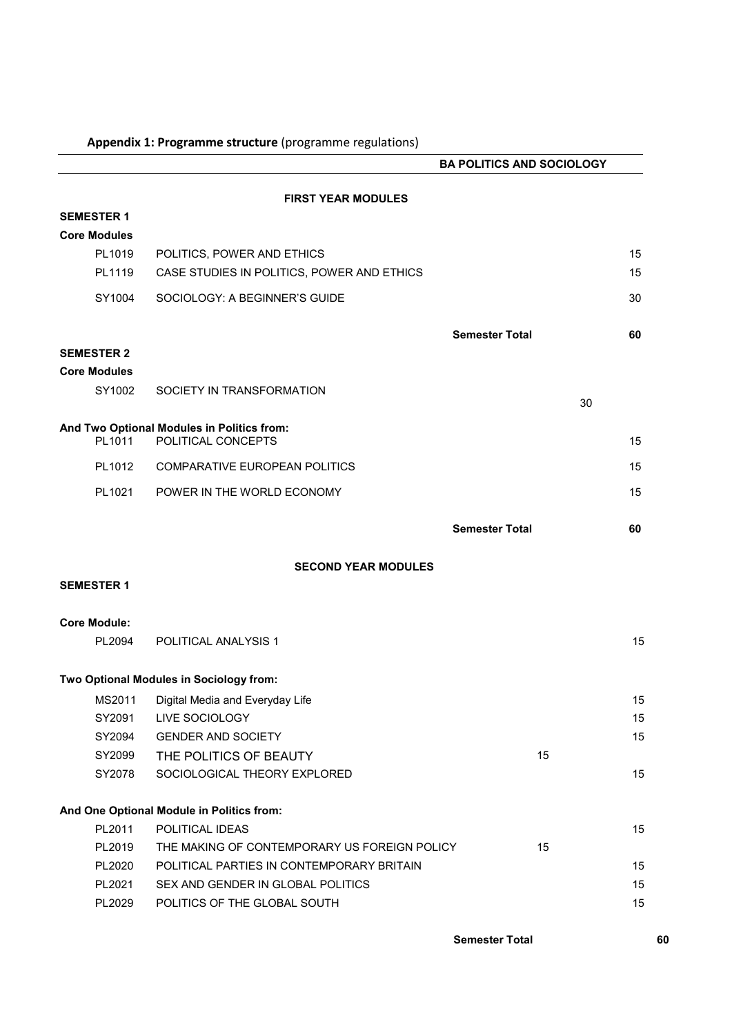**Appendix 1: Programme structure** (programme regulations)

**BA POLITICS AND SOCIOLOGY**

**FIRST YEAR MODULES**

**SEMESTER 1**

**Core Modules**

| | | |
|---|---|---|
| PL1019 | POLITICS, POWER AND ETHICS | 15 |
| PL1119 | CASE STUDIES IN POLITICS, POWER AND ETHICS | 15 |
| SY1004 | SOCIOLOGY: A BEGINNER'S GUIDE | 30 |
| | **Semester Total** | **60** |

**SEMESTER 2**

**Core Modules**

| | | |
|---|---|---|
| SY1002 | SOCIETY IN TRANSFORMATION | 30 |

**And Two Optional Modules in Politics from:**

| | | |
|---|---|---|
| PL1011 | POLITICAL CONCEPTS | 15 |
| PL1012 | COMPARATIVE EUROPEAN POLITICS | 15 |
| PL1021 | POWER IN THE WORLD ECONOMY | 15 |
| | **Semester Total** | **60** |

**SECOND YEAR MODULES**

**SEMESTER 1**

**Core Module:**

| | | |
|---|---|---|
| PL2094 | POLITICAL ANALYSIS 1 | 15 |

**Two Optional Modules in Sociology from:**

| | | |
|---|---|---|
| MS2011 | Digital Media and Everyday Life | 15 |
| SY2091 | LIVE SOCIOLOGY | 15 |
| SY2094 | GENDER AND SOCIETY | 15 |
| SY2099 | THE POLITICS OF BEAUTY | 15 |
| SY2078 | SOCIOLOGICAL THEORY EXPLORED | 15 |

**And One Optional Module in Politics from:**

| | | |
|---|---|---|
| PL2011 | POLITICAL IDEAS | 15 |
| PL2019 | THE MAKING OF CONTEMPORARY US FOREIGN POLICY | 15 |
| PL2020 | POLITICAL PARTIES IN CONTEMPORARY BRITAIN | 15 |
| PL2021 | SEX AND GENDER IN GLOBAL POLITICS | 15 |
| PL2029 | POLITICS OF THE GLOBAL SOUTH | 15 |
| | **Semester Total** | **60** |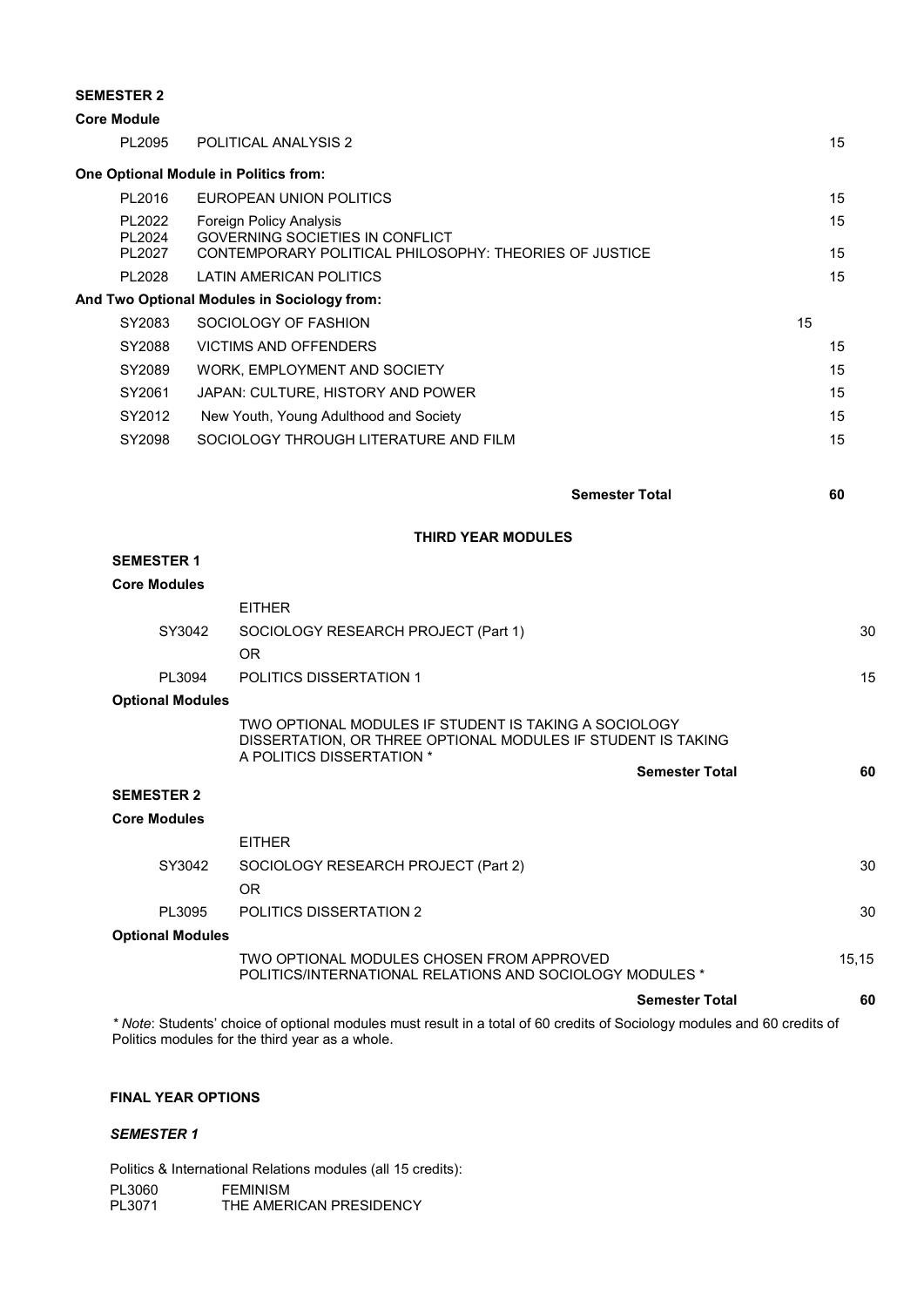**SEMESTER 2**

**Core Module**

| | | |
|---|---|---|
| PL2095 | POLITICAL ANALYSIS 2 | 15 |

**One Optional Module in Politics from:**

| | | |
|---|---|---|
| PL2016 | EUROPEAN UNION POLITICS | 15 |
| PL2022 | Foreign Policy Analysis | 15 |
| PL2024 | GOVERNING SOCIETIES IN CONFLICT | |
| PL2027 | CONTEMPORARY POLITICAL PHILOSOPHY: THEORIES OF JUSTICE | 15 |
| PL2028 | LATIN AMERICAN POLITICS | 15 |

**And Two Optional Modules in Sociology from:**

| | | |
|---|---|---|
| SY2083 | SOCIOLOGY OF FASHION | 15 |
| SY2088 | VICTIMS AND OFFENDERS | 15 |
| SY2089 | WORK, EMPLOYMENT AND SOCIETY | 15 |
| SY2061 | JAPAN: CULTURE, HISTORY AND POWER | 15 |
| SY2012 | New Youth, Young Adulthood and Society | 15 |
| SY2098 | SOCIOLOGY THROUGH LITERATURE AND FILM | 15 |

**Semester Total** **60**

## THIRD YEAR MODULES

**SEMESTER 1**

**Core Modules**

| | | |
|---|---|---|
| | EITHER | |
| SY3042 | SOCIOLOGY RESEARCH PROJECT (Part 1) | 30 |
| | OR | |
| PL3094 | POLITICS DISSERTATION 1 | 15 |

**Optional Modules**

TWO OPTIONAL MODULES IF STUDENT IS TAKING A SOCIOLOGY DISSERTATION, OR THREE OPTIONAL MODULES IF STUDENT IS TAKING A POLITICS DISSERTATION *

**Semester Total** **60**

**SEMESTER 2**

**Core Modules**

| | | |
|---|---|---|
| | EITHER | |
| SY3042 | SOCIOLOGY RESEARCH PROJECT (Part 2) | 30 |
| | OR | |
| PL3095 | POLITICS DISSERTATION 2 | 30 |

**Optional Modules**

TWO OPTIONAL MODULES CHOSEN FROM APPROVED POLITICS/INTERNATIONAL RELATIONS AND SOCIOLOGY MODULES * 15,15

**Semester Total** **60**

*\* Note*: Students' choice of optional modules must result in a total of 60 credits of Sociology modules and 60 credits of Politics modules for the third year as a whole.

**FINAL YEAR OPTIONS**

***SEMESTER 1***

Politics & International Relations modules (all 15 credits):

| | |
|---|---|
| PL3060 | FEMINISM |
| PL3071 | THE AMERICAN PRESIDENCY |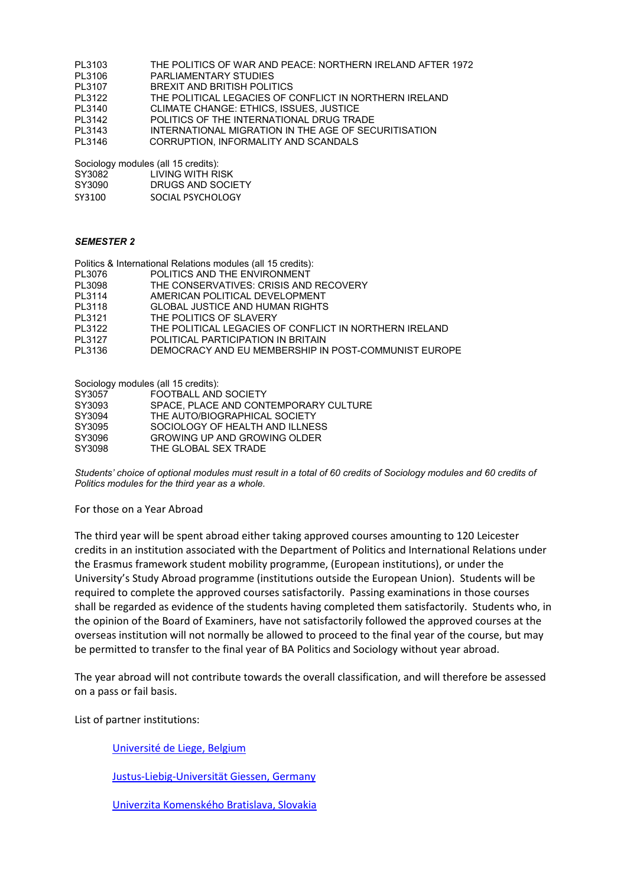PL3103 THE POLITICS OF WAR AND PEACE: NORTHERN IRELAND AFTER 1972
PL3106 PARLIAMENTARY STUDIES
PL3107 BREXIT AND BRITISH POLITICS
PL3122 THE POLITICAL LEGACIES OF CONFLICT IN NORTHERN IRELAND
PL3140 CLIMATE CHANGE: ETHICS, ISSUES, JUSTICE
PL3142 POLITICS OF THE INTERNATIONAL DRUG TRADE
PL3143 INTERNATIONAL MIGRATION IN THE AGE OF SECURITISATION
PL3146 CORRUPTION, INFORMALITY AND SCANDALS

Sociology modules (all 15 credits):
SY3082 LIVING WITH RISK
SY3090 DRUGS AND SOCIETY
SY3100 SOCIAL PSYCHOLOGY

***SEMESTER 2***

Politics & International Relations modules (all 15 credits):
PL3076 POLITICS AND THE ENVIRONMENT
PL3098 THE CONSERVATIVES: CRISIS AND RECOVERY
PL3114 AMERICAN POLITICAL DEVELOPMENT
PL3118 GLOBAL JUSTICE AND HUMAN RIGHTS
PL3121 THE POLITICS OF SLAVERY
PL3122 THE POLITICAL LEGACIES OF CONFLICT IN NORTHERN IRELAND
PL3127 POLITICAL PARTICIPATION IN BRITAIN
PL3136 DEMOCRACY AND EU MEMBERSHIP IN POST-COMMUNIST EUROPE

Sociology modules (all 15 credits):
SY3057 FOOTBALL AND SOCIETY
SY3093 SPACE, PLACE AND CONTEMPORARY CULTURE
SY3094 THE AUTO/BIOGRAPHICAL SOCIETY
SY3095 SOCIOLOGY OF HEALTH AND ILLNESS
SY3096 GROWING UP AND GROWING OLDER
SY3098 THE GLOBAL SEX TRADE

*Students' choice of optional modules must result in a total of 60 credits of Sociology modules and 60 credits of Politics modules for the third year as a whole.*

For those on a Year Abroad

The third year will be spent abroad either taking approved courses amounting to 120 Leicester credits in an institution associated with the Department of Politics and International Relations under the Erasmus framework student mobility programme, (European institutions), or under the University's Study Abroad programme (institutions outside the European Union). Students will be required to complete the approved courses satisfactorily. Passing examinations in those courses shall be regarded as evidence of the students having completed them satisfactorily. Students who, in the opinion of the Board of Examiners, have not satisfactorily followed the approved courses at the overseas institution will not normally be allowed to proceed to the final year of the course, but may be permitted to transfer to the final year of BA Politics and Sociology without year abroad.

The year abroad will not contribute towards the overall classification, and will therefore be assessed on a pass or fail basis.

List of partner institutions:

- Université de Liege, Belgium
- Justus-Liebig-Universität Giessen, Germany
- Univerzita Komenského Bratislava, Slovakia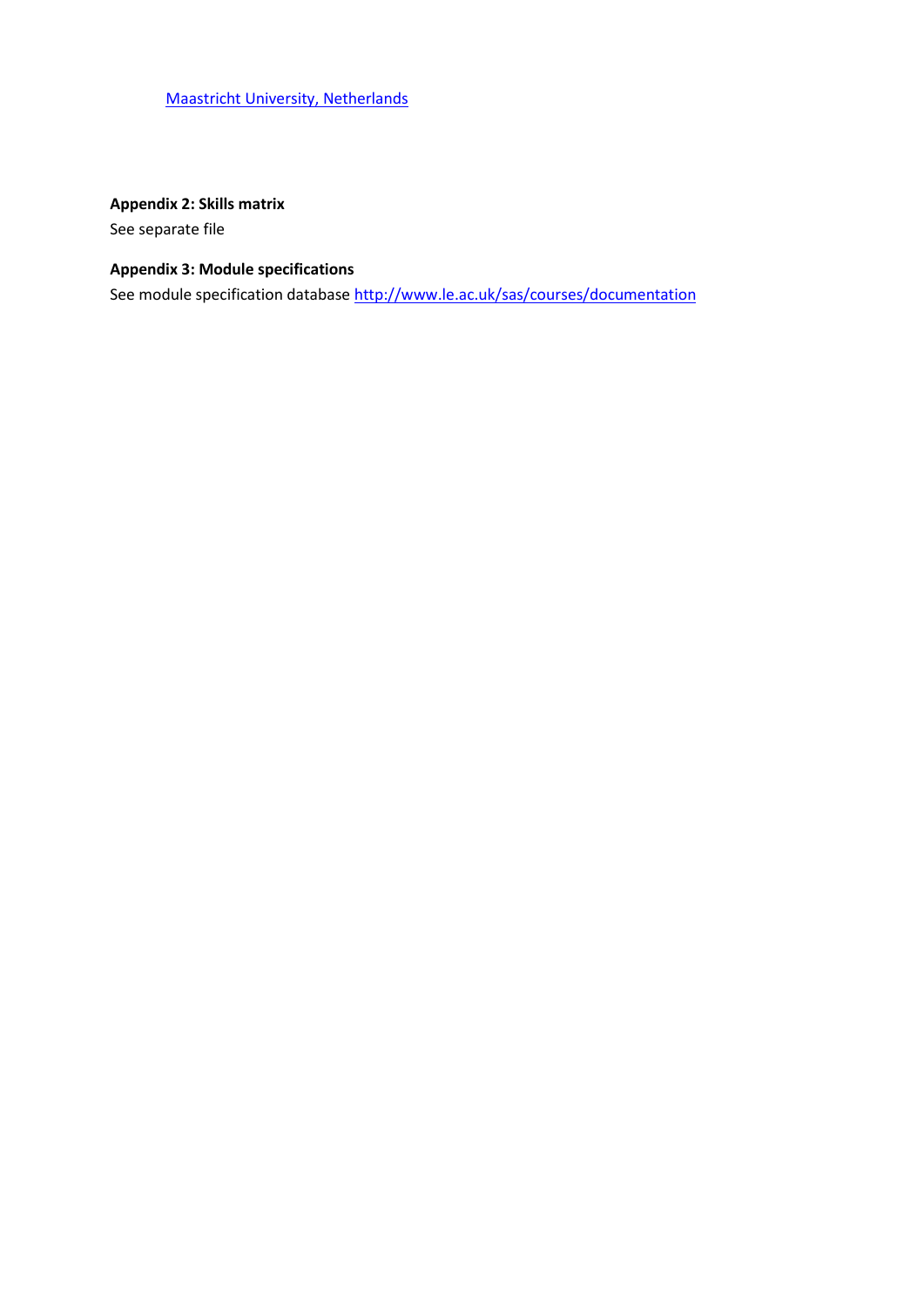[Maastricht University, Netherlands](Maastricht University, Netherlands)

**Appendix 2: Skills matrix**

See separate file

**Appendix 3: Module specifications**

See module specification database http://www.le.ac.uk/sas/courses/documentation